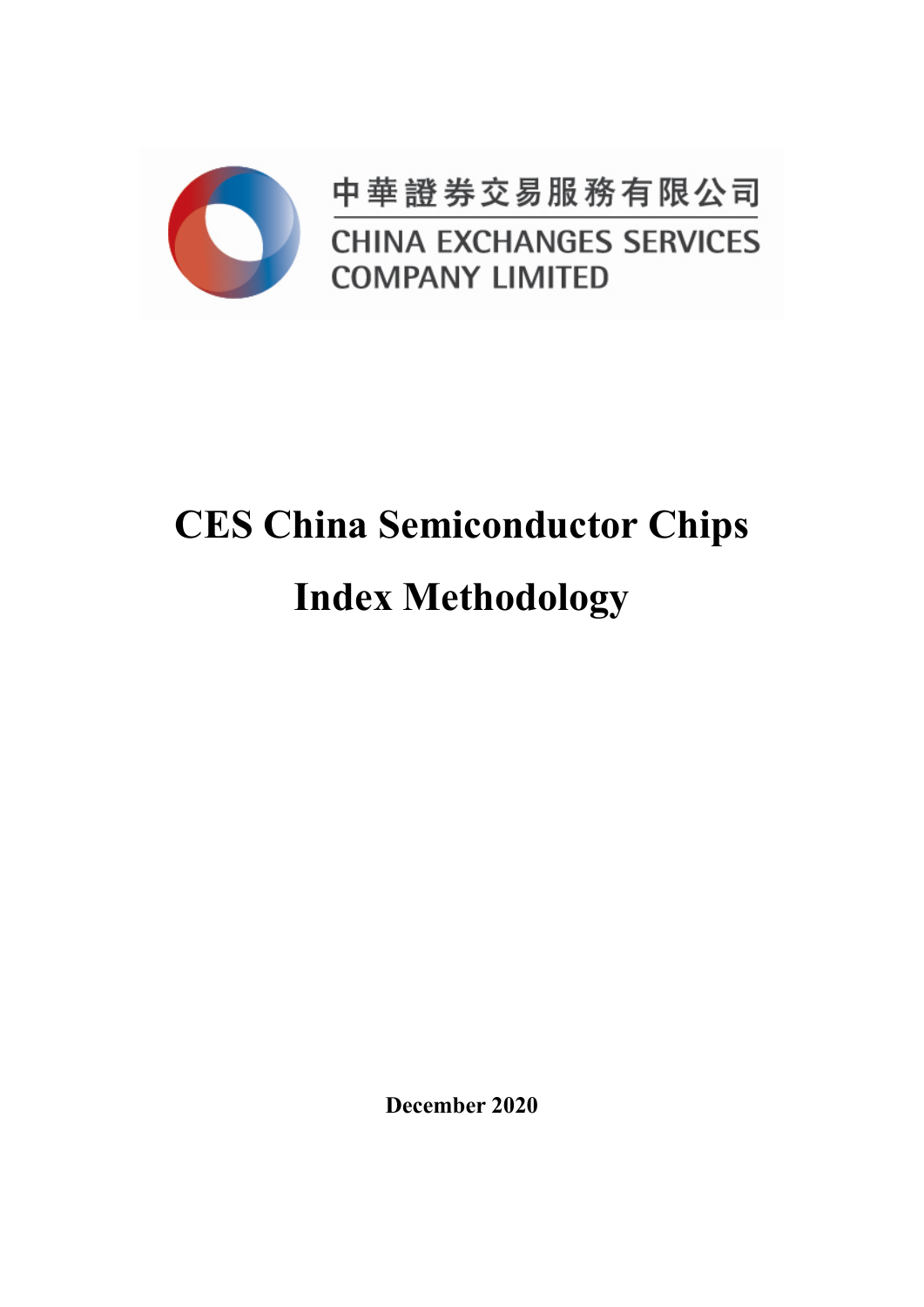中華證券交易服務有限公司

CHINA EXCHANGES SERVICES COMPANY LIMITED

# CES China Semiconductor Chips Index Methodology

**December 2020**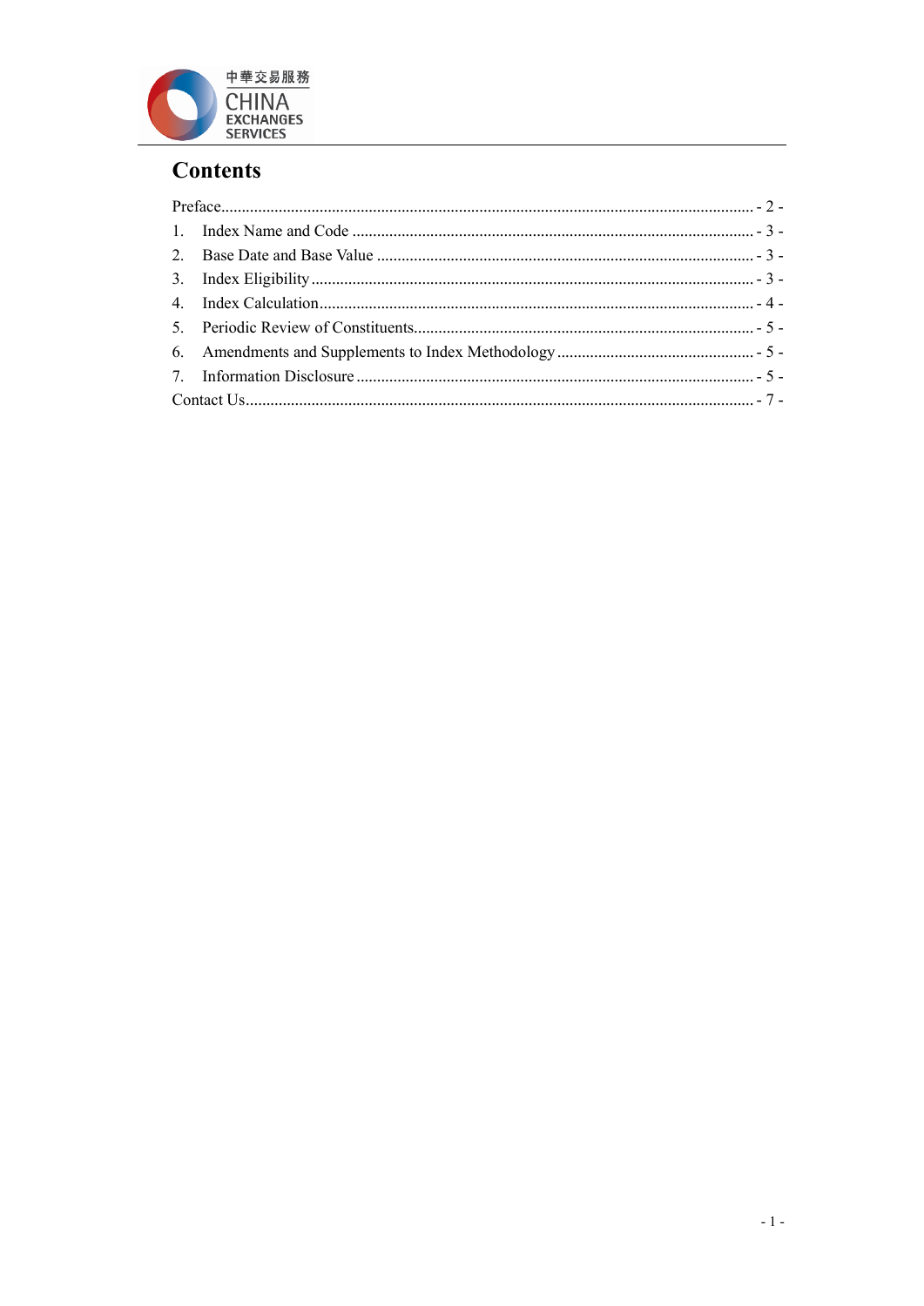# Contents

Preface ................................................................................................ - 2 -

1. Index Name and Code ........................................................................ - 3 -
2. Base Date and Base Value .................................................................. - 3 -
3. Index Eligibility .................................................................................. - 3 -
4. Index Calculation ................................................................................ - 4 -
5. Periodic Review of Constituents .......................................................... - 5 -
6. Amendments and Supplements to Index Methodology ........................... - 5 -
7. Information Disclosure ........................................................................ - 5 -

Contact Us ............................................................................................ - 7 -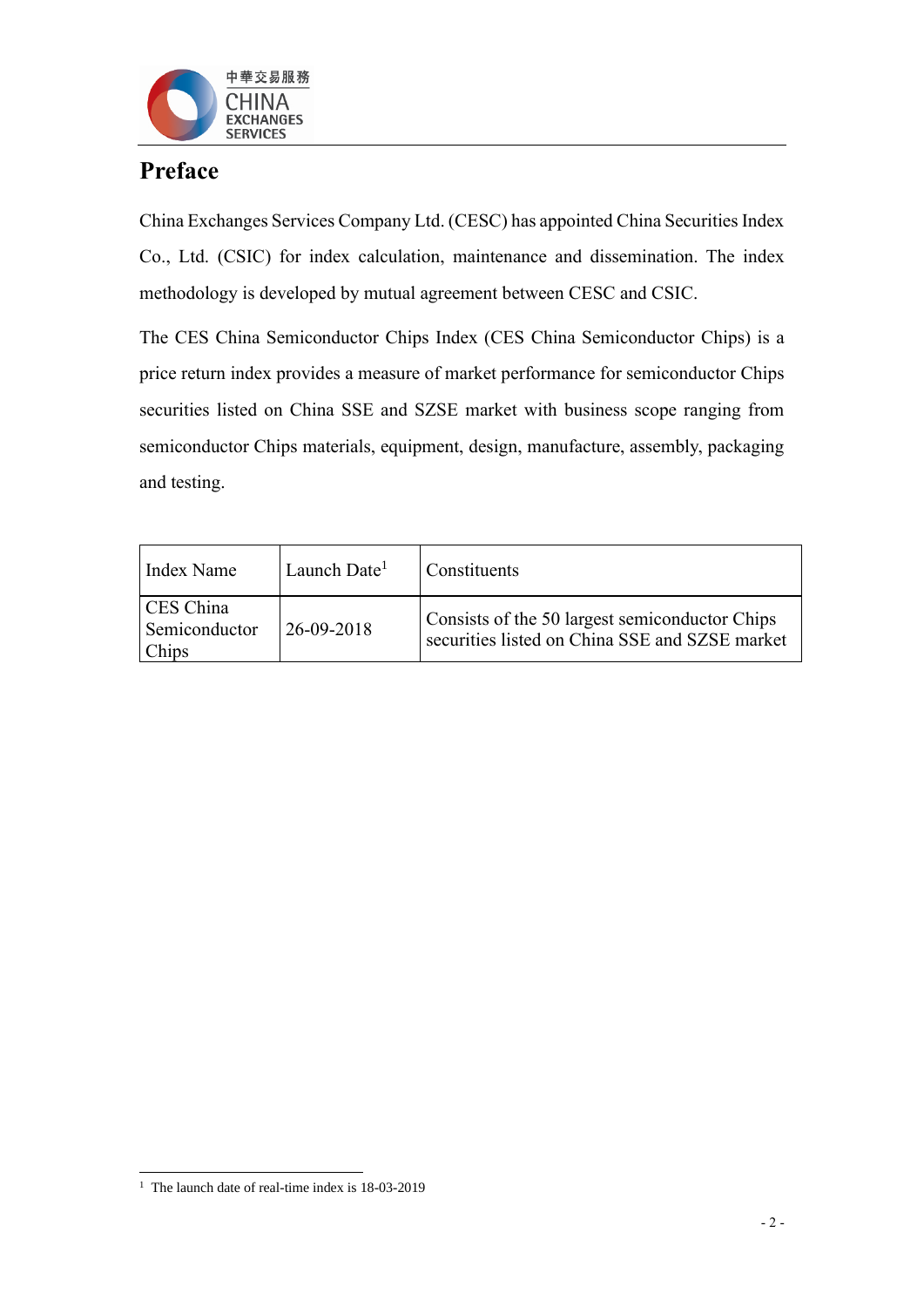# Preface

China Exchanges Services Company Ltd. (CESC) has appointed China Securities Index Co., Ltd. (CSIC) for index calculation, maintenance and dissemination. The index methodology is developed by mutual agreement between CESC and CSIC.

The CES China Semiconductor Chips Index (CES China Semiconductor Chips) is a price return index provides a measure of market performance for semiconductor Chips securities listed on China SSE and SZSE market with business scope ranging from semiconductor Chips materials, equipment, design, manufacture, assembly, packaging and testing.

| Index Name | Launch Date[1] | Constituents |
|---|---|---|
| CES China Semiconductor Chips | 26-09-2018 | Consists of the 50 largest semiconductor Chips securities listed on China SSE and SZSE market |

[1] The launch date of real-time index is 18-03-2019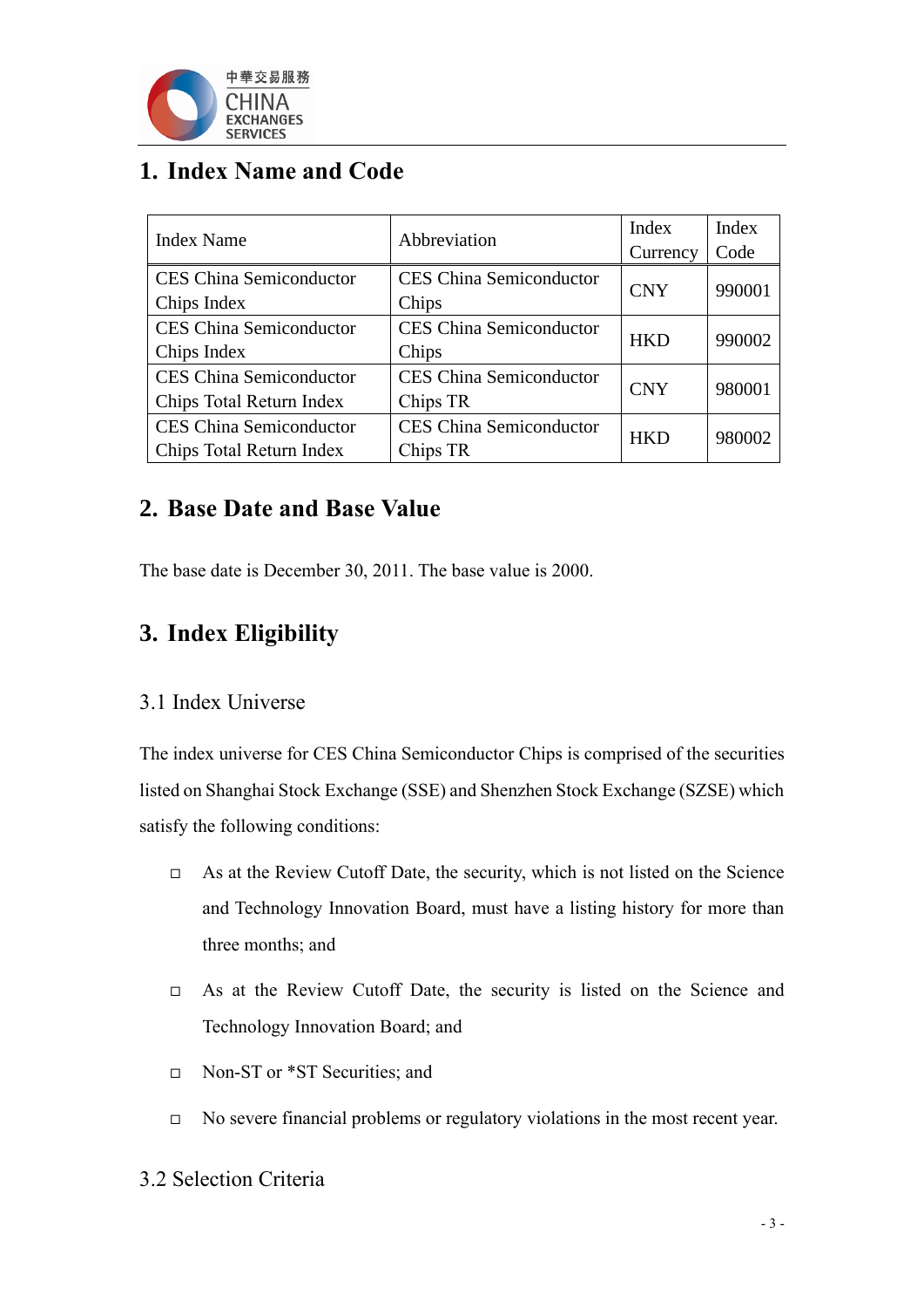## 1. Index Name and Code

| Index Name | Abbreviation | Index Currency | Index Code |
|---|---|---|---|
| CES China Semiconductor Chips Index | CES China Semiconductor Chips | CNY | 990001 |
| CES China Semiconductor Chips Index | CES China Semiconductor Chips | HKD | 990002 |
| CES China Semiconductor Chips Total Return Index | CES China Semiconductor Chips TR | CNY | 980001 |
| CES China Semiconductor Chips Total Return Index | CES China Semiconductor Chips TR | HKD | 980002 |

## 2. Base Date and Base Value

The base date is December 30, 2011. The base value is 2000.

## 3. Index Eligibility

### 3.1 Index Universe

The index universe for CES China Semiconductor Chips is comprised of the securities listed on Shanghai Stock Exchange (SSE) and Shenzhen Stock Exchange (SZSE) which satisfy the following conditions:

- As at the Review Cutoff Date, the security, which is not listed on the Science and Technology Innovation Board, must have a listing history for more than three months; and
- As at the Review Cutoff Date, the security is listed on the Science and Technology Innovation Board; and
- Non-ST or *ST Securities; and
- No severe financial problems or regulatory violations in the most recent year.

### 3.2 Selection Criteria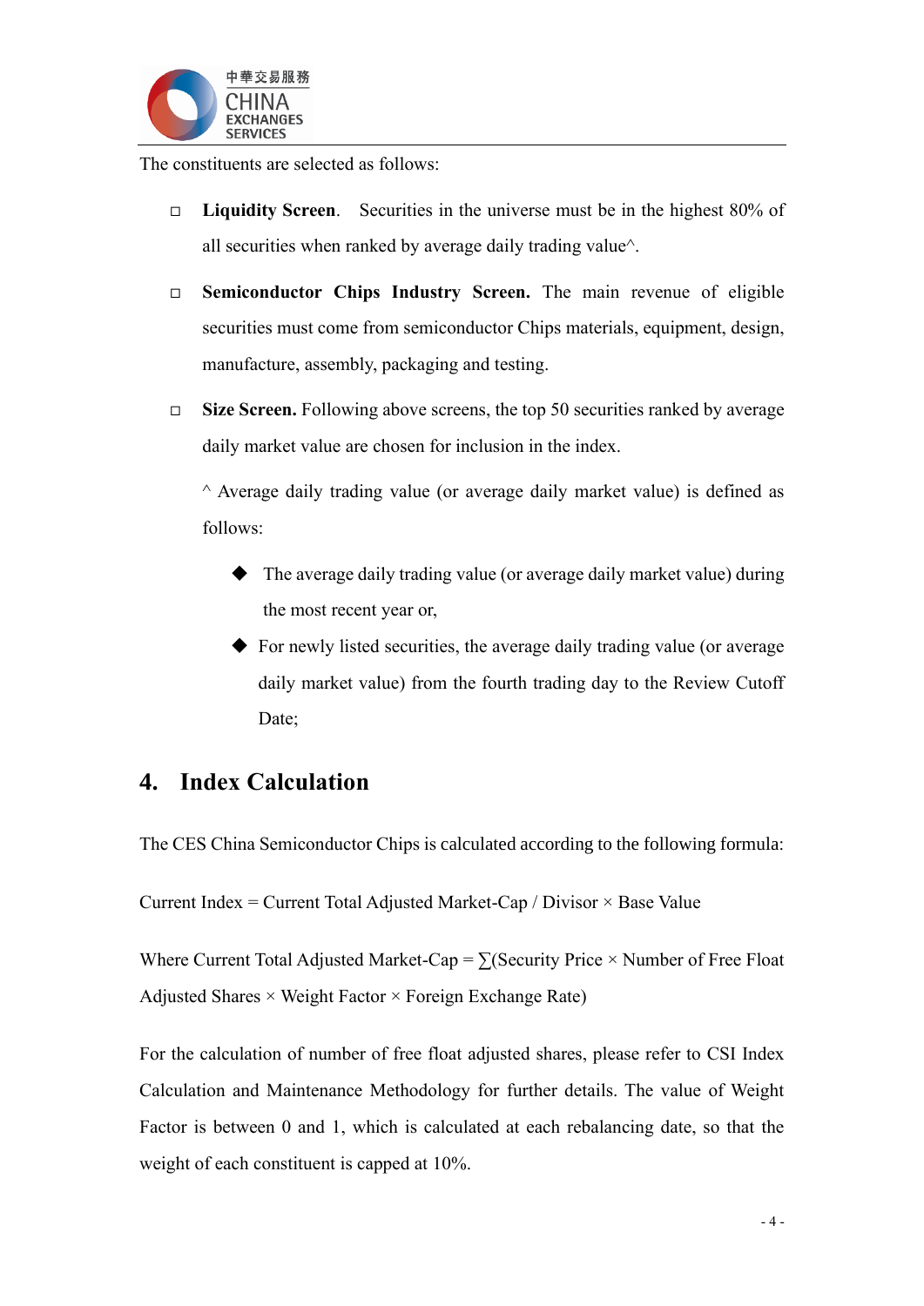The constituents are selected as follows:

- **Liquidity Screen**. Securities in the universe must be in the highest 80% of all securities when ranked by average daily trading value^.
- **Semiconductor Chips Industry Screen.** The main revenue of eligible securities must come from semiconductor Chips materials, equipment, design, manufacture, assembly, packaging and testing.
- **Size Screen.** Following above screens, the top 50 securities ranked by average daily market value are chosen for inclusion in the index.

  ^ Average daily trading value (or average daily market value) is defined as follows:

  - The average daily trading value (or average daily market value) during the most recent year or,
  - For newly listed securities, the average daily trading value (or average daily market value) from the fourth trading day to the Review Cutoff Date;

## 4. Index Calculation

The CES China Semiconductor Chips is calculated according to the following formula:

Current Index = Current Total Adjusted Market-Cap / Divisor × Base Value

Where Current Total Adjusted Market-Cap = ∑(Security Price × Number of Free Float Adjusted Shares × Weight Factor × Foreign Exchange Rate)

For the calculation of number of free float adjusted shares, please refer to CSI Index Calculation and Maintenance Methodology for further details. The value of Weight Factor is between 0 and 1, which is calculated at each rebalancing date, so that the weight of each constituent is capped at 10%.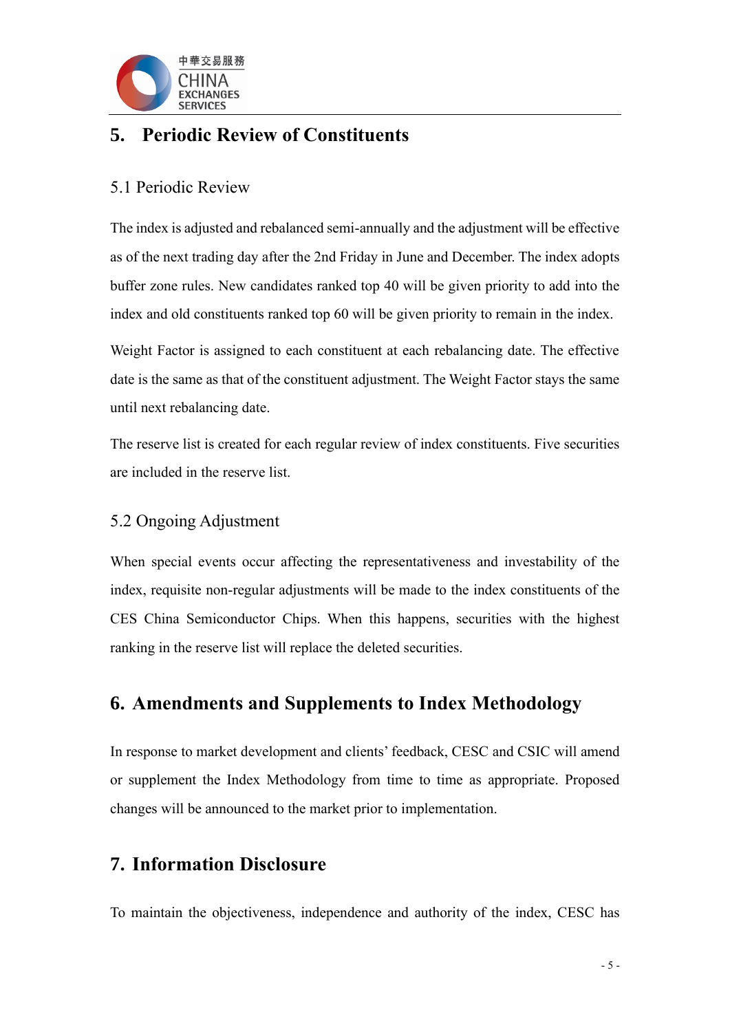# 5. Periodic Review of Constituents

## 5.1 Periodic Review

The index is adjusted and rebalanced semi-annually and the adjustment will be effective as of the next trading day after the 2nd Friday in June and December. The index adopts buffer zone rules. New candidates ranked top 40 will be given priority to add into the index and old constituents ranked top 60 will be given priority to remain in the index.

Weight Factor is assigned to each constituent at each rebalancing date. The effective date is the same as that of the constituent adjustment. The Weight Factor stays the same until next rebalancing date.

The reserve list is created for each regular review of index constituents. Five securities are included in the reserve list.

## 5.2 Ongoing Adjustment

When special events occur affecting the representativeness and investability of the index, requisite non-regular adjustments will be made to the index constituents of the CES China Semiconductor Chips. When this happens, securities with the highest ranking in the reserve list will replace the deleted securities.

# 6. Amendments and Supplements to Index Methodology

In response to market development and clients' feedback, CESC and CSIC will amend or supplement the Index Methodology from time to time as appropriate. Proposed changes will be announced to the market prior to implementation.

# 7. Information Disclosure

To maintain the objectiveness, independence and authority of the index, CESC has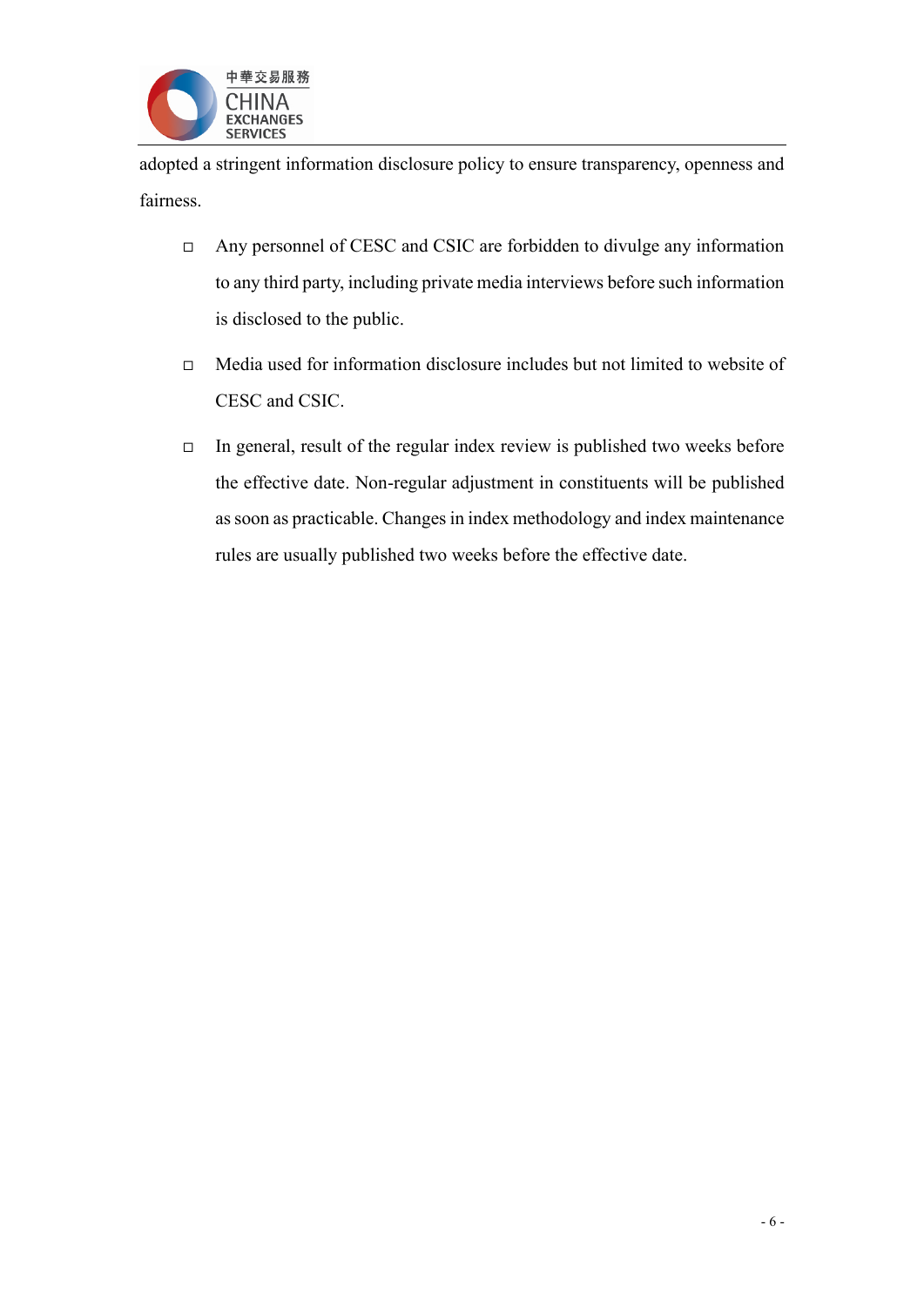adopted a stringent information disclosure policy to ensure transparency, openness and fairness.

- Any personnel of CESC and CSIC are forbidden to divulge any information to any third party, including private media interviews before such information is disclosed to the public.
- Media used for information disclosure includes but not limited to website of CESC and CSIC.
- In general, result of the regular index review is published two weeks before the effective date. Non-regular adjustment in constituents will be published as soon as practicable. Changes in index methodology and index maintenance rules are usually published two weeks before the effective date.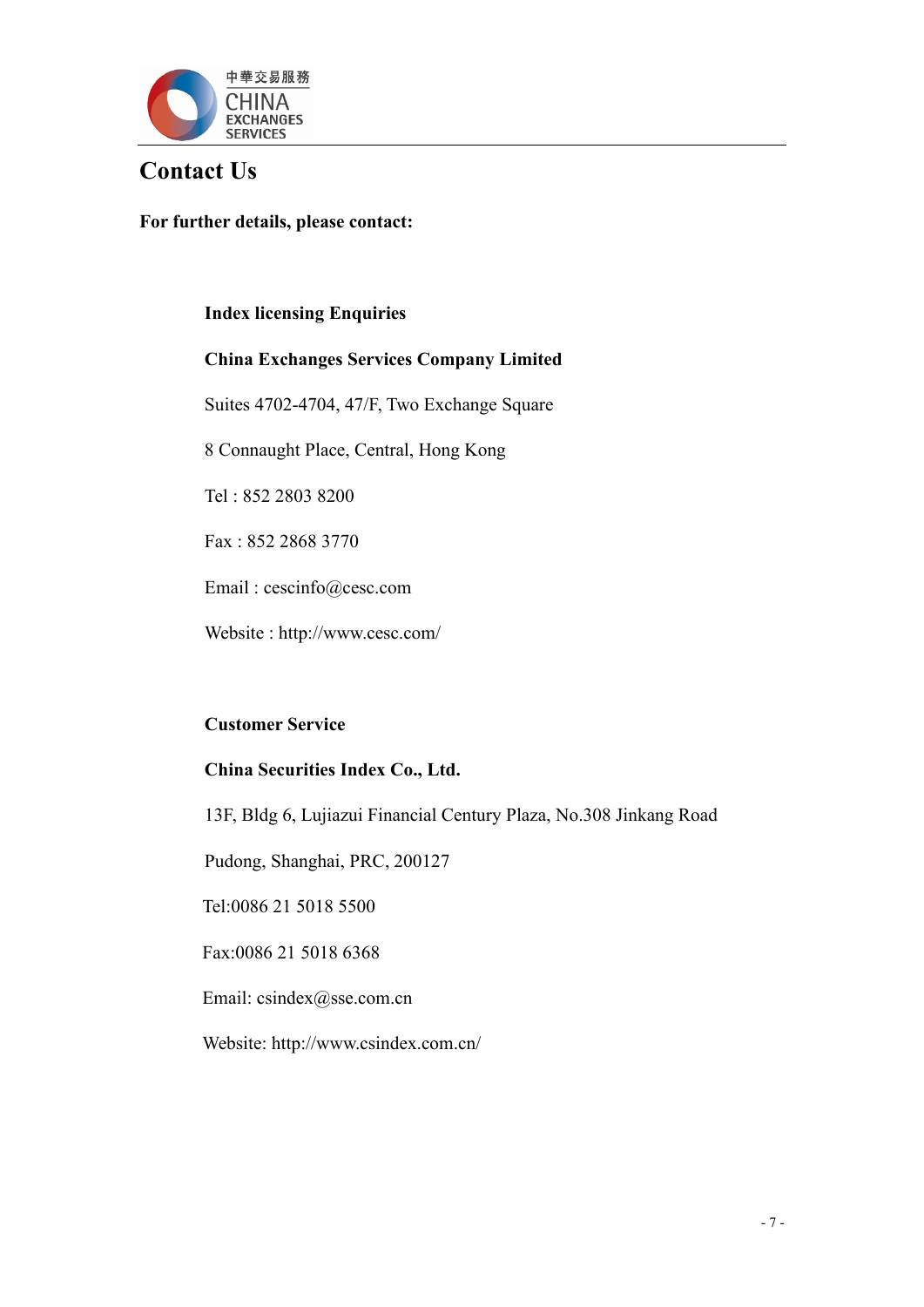# Contact Us

**For further details, please contact:**

**Index licensing Enquiries**

**China Exchanges Services Company Limited**

Suites 4702-4704, 47/F, Two Exchange Square

8 Connaught Place, Central, Hong Kong

Tel : 852 2803 8200

Fax : 852 2868 3770

Email : cescinfo@cesc.com

Website : http://www.cesc.com/

**Customer Service**

**China Securities Index Co., Ltd.**

13F, Bldg 6, Lujiazui Financial Century Plaza, No.308 Jinkang Road

Pudong, Shanghai, PRC, 200127

Tel:0086 21 5018 5500

Fax:0086 21 5018 6368

Email: csindex@sse.com.cn

Website: http://www.csindex.com.cn/